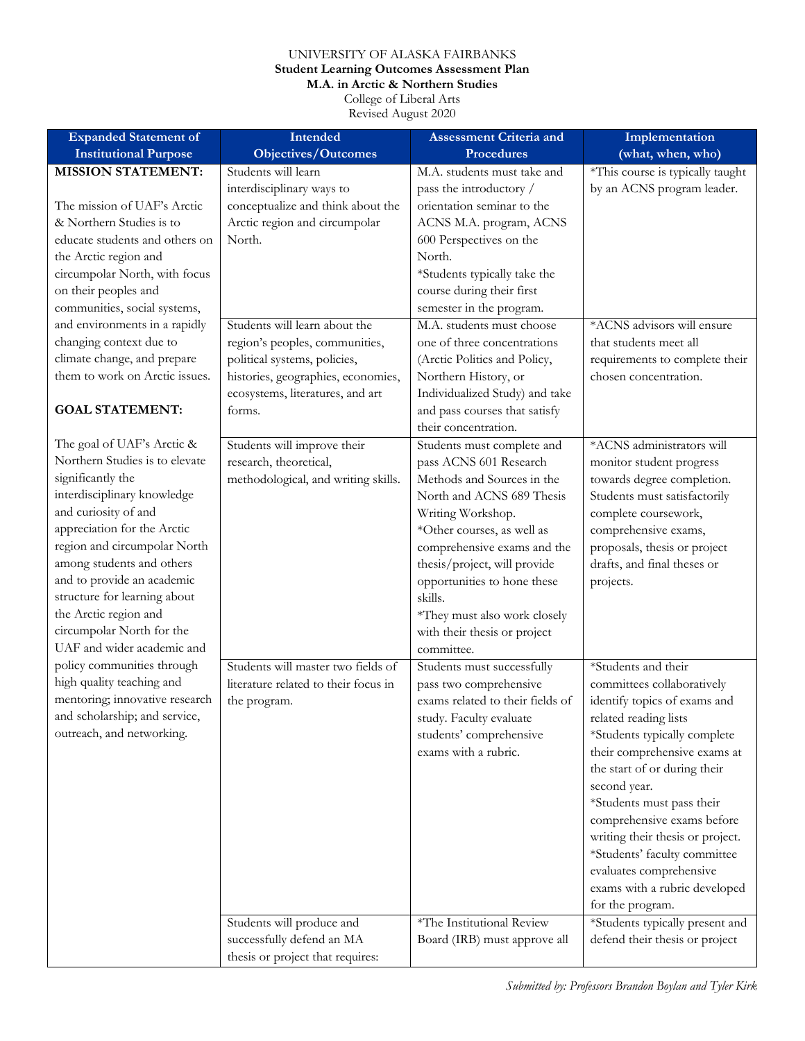UNIVERSITY OF ALASKA FAIRBANKS

**Student Learning Outcomes Assessment Plan**

**M.A. in Arctic & Northern Studies**

College of Liberal Arts

Revised August 2020

| Expanded Statement of Institutional Purpose | Intended Objectives/Outcomes | Assessment Criteria and Procedures | Implementation (what, when, who) |
|---|---|---|---|
| **MISSION STATEMENT:**<br><br>The mission of UAF's Arctic & Northern Studies is to educate students and others on the Arctic region and circumpolar North, with focus on their peoples and communities, social systems, and environments in a rapidly changing context due to climate change, and prepare them to work on Arctic issues.<br><br>**GOAL STATEMENT:**<br><br>The goal of UAF's Arctic & Northern Studies is to elevate significantly the interdisciplinary knowledge and curiosity of and appreciation for the Arctic region and circumpolar North among students and others and to provide an academic structure for learning about the Arctic region and circumpolar North for the UAF and wider academic and policy communities through high quality teaching and mentoring; innovative research and scholarship; and service, outreach, and networking. | Students will learn interdisciplinary ways to conceptualize and think about the Arctic region and circumpolar North. | M.A. students must take and pass the introductory / orientation seminar to the ACNS M.A. program, ACNS 600 Perspectives on the North.<br>*Students typically take the course during their first semester in the program. | *This course is typically taught by an ACNS program leader. |
| | Students will learn about the region's peoples, communities, political systems, policies, histories, geographies, economies, ecosystems, literatures, and art forms. | M.A. students must choose one of three concentrations (Arctic Politics and Policy, Northern History, or Individualized Study) and take and pass courses that satisfy their concentration. | *ACNS advisors will ensure that students meet all requirements to complete their chosen concentration. |
| | Students will improve their research, theoretical, methodological, and writing skills. | Students must complete and pass ACNS 601 Research Methods and Sources in the North and ACNS 689 Thesis Writing Workshop.<br>*Other courses, as well as comprehensive exams and the thesis/project, will provide opportunities to hone these skills.<br>*They must also work closely with their thesis or project committee. | *ACNS administrators will monitor student progress towards degree completion. Students must satisfactorily complete coursework, comprehensive exams, proposals, thesis or project drafts, and final theses or projects. |
| | Students will master two fields of literature related to their focus in the program. | Students must successfully pass two comprehensive exams related to their fields of study. Faculty evaluate students' comprehensive exams with a rubric. | *Students and their committees collaboratively identify topics of exams and related reading lists<br>*Students typically complete their comprehensive exams at the start of or during their second year.<br>*Students must pass their comprehensive exams before writing their thesis or project.<br>*Students' faculty committee evaluates comprehensive exams with a rubric developed for the program. |
| | Students will produce and successfully defend an MA thesis or project that requires: | *The Institutional Review Board (IRB) must approve all | *Students typically present and defend their thesis or project |

*Submitted by: Professors Brandon Boylan and Tyler Kirk*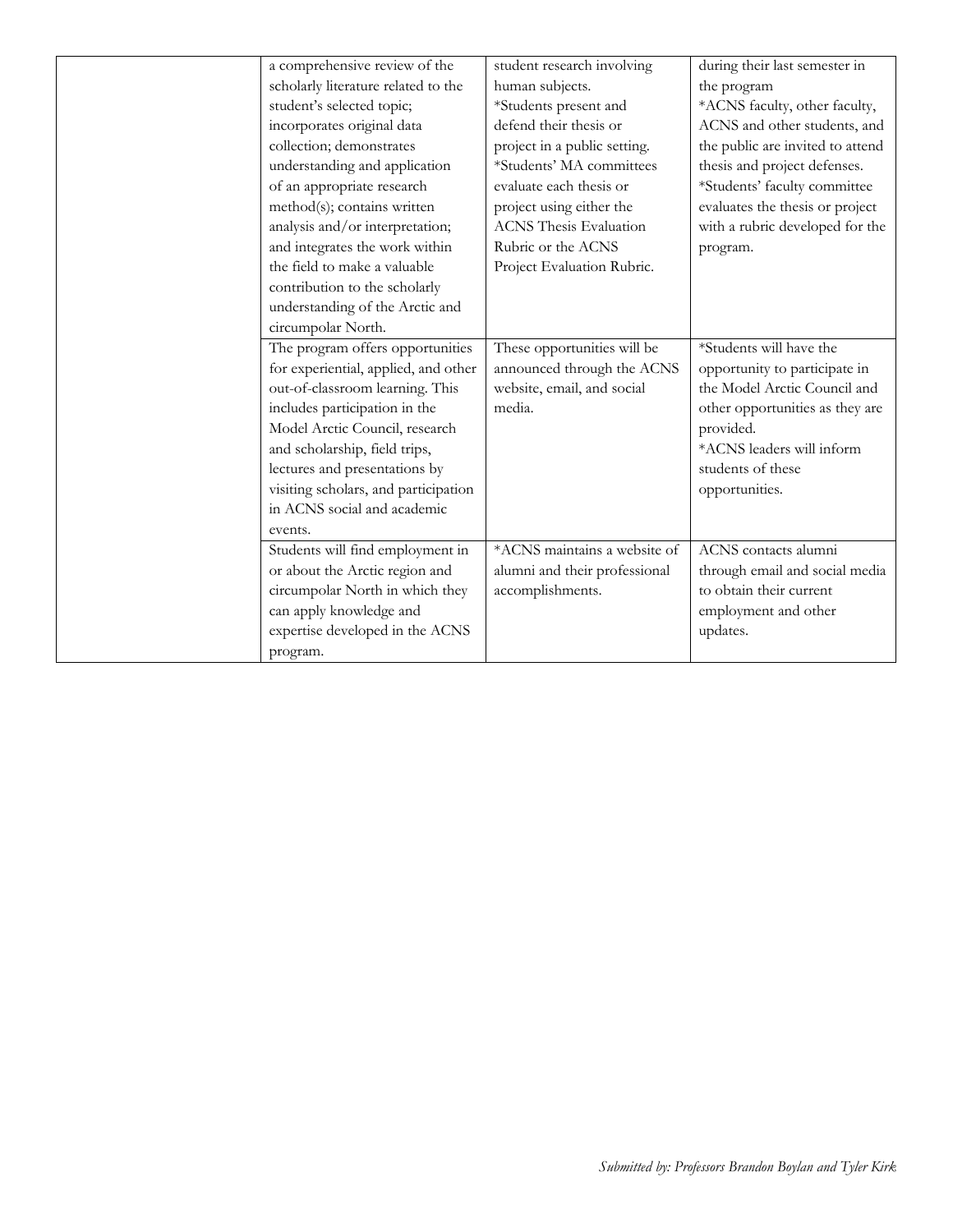| | | | |
|---|---|---|---|
| | a comprehensive review of the scholarly literature related to the student's selected topic; incorporates original data collection; demonstrates understanding and application of an appropriate research method(s); contains written analysis and/or interpretation; and integrates the work within the field to make a valuable contribution to the scholarly understanding of the Arctic and circumpolar North. | student research involving human subjects.<br>*Students present and defend their thesis or project in a public setting.<br>*Students' MA committees evaluate each thesis or project using either the ACNS Thesis Evaluation Rubric or the ACNS Project Evaluation Rubric. | during their last semester in the program<br>*ACNS faculty, other faculty, ACNS and other students, and the public are invited to attend thesis and project defenses.<br>*Students' faculty committee evaluates the thesis or project with a rubric developed for the program. |
| | The program offers opportunities for experiential, applied, and other out-of-classroom learning. This includes participation in the Model Arctic Council, research and scholarship, field trips, lectures and presentations by visiting scholars, and participation in ACNS social and academic events. | These opportunities will be announced through the ACNS website, email, and social media. | *Students will have the opportunity to participate in the Model Arctic Council and other opportunities as they are provided.<br>*ACNS leaders will inform students of these opportunities. |
| | Students will find employment in or about the Arctic region and circumpolar North in which they can apply knowledge and expertise developed in the ACNS program. | *ACNS maintains a website of alumni and their professional accomplishments. | ACNS contacts alumni through email and social media to obtain their current employment and other updates. |

*Submitted by: Professors Brandon Boylan and Tyler Kirk*